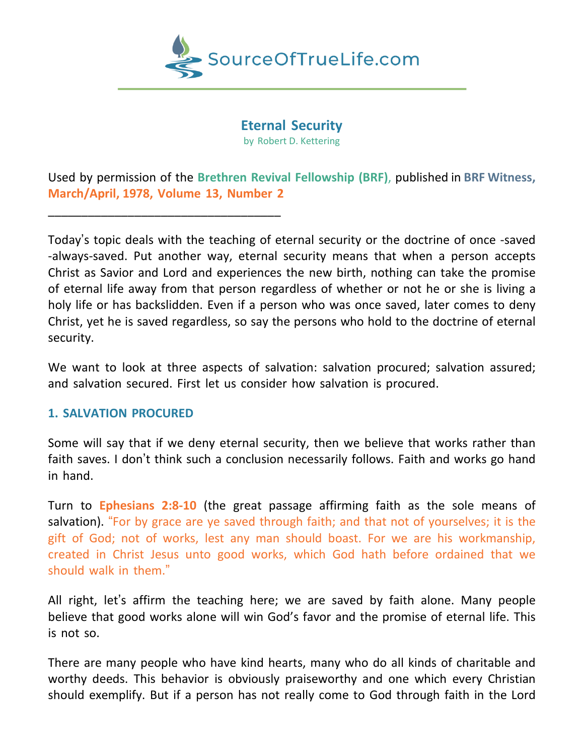# Eternal Security

by Robert D. Kettering

Used by permission of the **Brethren Revival Fellowship (BRF)**, published in **BRF Witness, March/April, 1978, Volume 13, Number 2**

___________________________________

Today's topic deals with the teaching of eternal security or the doctrine of once -saved -always-saved. Put another way, eternal security means that when a person accepts Christ as Savior and Lord and experiences the new birth, nothing can take the promise of eternal life away from that person regardless of whether or not he or she is living a holy life or has backslidden. Even if a person who was once saved, later comes to deny Christ, yet he is saved regardless, so say the persons who hold to the doctrine of eternal security.

We want to look at three aspects of salvation: salvation procured; salvation assured; and salvation secured. First let us consider how salvation is procured.

## 1. SALVATION PROCURED

Some will say that if we deny eternal security, then we believe that works rather than faith saves. I don't think such a conclusion necessarily follows. Faith and works go hand in hand.

Turn to **Ephesians 2:8-10** (the great passage affirming faith as the sole means of salvation). "For by grace are ye saved through faith; and that not of yourselves; it is the gift of God; not of works, lest any man should boast. For we are his workmanship, created in Christ Jesus unto good works, which God hath before ordained that we should walk in them."

All right, let's affirm the teaching here; we are saved by faith alone. Many people believe that good works alone will win God's favor and the promise of eternal life. This is not so.

There are many people who have kind hearts, many who do all kinds of charitable and worthy deeds. This behavior is obviously praiseworthy and one which every Christian should exemplify. But if a person has not really come to God through faith in the Lord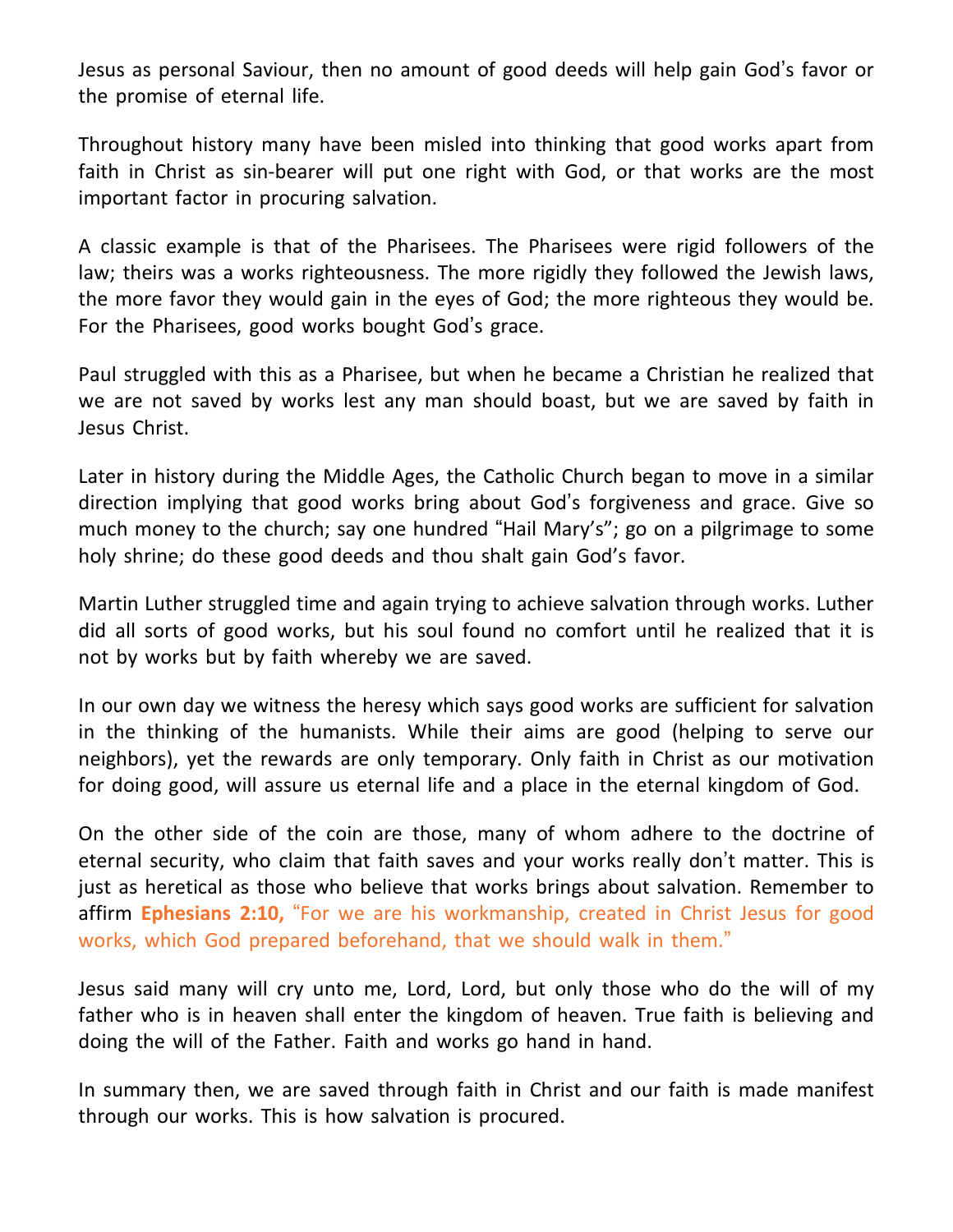Jesus as personal Saviour, then no amount of good deeds will help gain God's favor or the promise of eternal life.

Throughout history many have been misled into thinking that good works apart from faith in Christ as sin-bearer will put one right with God, or that works are the most important factor in procuring salvation.

A classic example is that of the Pharisees. The Pharisees were rigid followers of the law; theirs was a works righteousness. The more rigidly they followed the Jewish laws, the more favor they would gain in the eyes of God; the more righteous they would be. For the Pharisees, good works bought God's grace.

Paul struggled with this as a Pharisee, but when he became a Christian he realized that we are not saved by works lest any man should boast, but we are saved by faith in Jesus Christ.

Later in history during the Middle Ages, the Catholic Church began to move in a similar direction implying that good works bring about God's forgiveness and grace. Give so much money to the church; say one hundred "Hail Mary's"; go on a pilgrimage to some holy shrine; do these good deeds and thou shalt gain God's favor.

Martin Luther struggled time and again trying to achieve salvation through works. Luther did all sorts of good works, but his soul found no comfort until he realized that it is not by works but by faith whereby we are saved.

In our own day we witness the heresy which says good works are sufficient for salvation in the thinking of the humanists. While their aims are good (helping to serve our neighbors), yet the rewards are only temporary. Only faith in Christ as our motivation for doing good, will assure us eternal life and a place in the eternal kingdom of God.

On the other side of the coin are those, many of whom adhere to the doctrine of eternal security, who claim that faith saves and your works really don't matter. This is just as heretical as those who believe that works brings about salvation. Remember to affirm **Ephesians 2:10,** "For we are his workmanship, created in Christ Jesus for good works, which God prepared beforehand, that we should walk in them."

Jesus said many will cry unto me, Lord, Lord, but only those who do the will of my father who is in heaven shall enter the kingdom of heaven. True faith is believing and doing the will of the Father. Faith and works go hand in hand.

In summary then, we are saved through faith in Christ and our faith is made manifest through our works. This is how salvation is procured.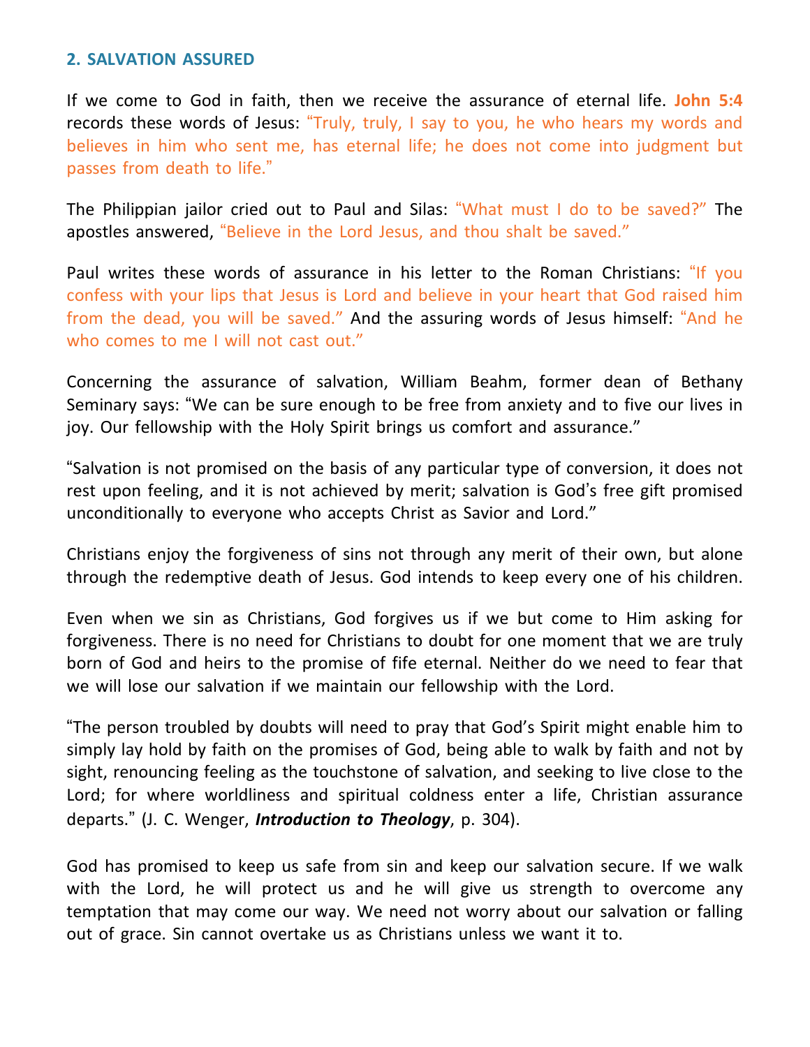## 2. SALVATION ASSURED

If we come to God in faith, then we receive the assurance of eternal life. **John 5:4** records these words of Jesus: "Truly, truly, I say to you, he who hears my words and believes in him who sent me, has eternal life; he does not come into judgment but passes from death to life."

The Philippian jailor cried out to Paul and Silas: "What must I do to be saved?" The apostles answered, "Believe in the Lord Jesus, and thou shalt be saved."

Paul writes these words of assurance in his letter to the Roman Christians: "If you confess with your lips that Jesus is Lord and believe in your heart that God raised him from the dead, you will be saved." And the assuring words of Jesus himself: "And he who comes to me I will not cast out."

Concerning the assurance of salvation, William Beahm, former dean of Bethany Seminary says: "We can be sure enough to be free from anxiety and to five our lives in joy. Our fellowship with the Holy Spirit brings us comfort and assurance."

"Salvation is not promised on the basis of any particular type of conversion, it does not rest upon feeling, and it is not achieved by merit; salvation is God's free gift promised unconditionally to everyone who accepts Christ as Savior and Lord."

Christians enjoy the forgiveness of sins not through any merit of their own, but alone through the redemptive death of Jesus. God intends to keep every one of his children.

Even when we sin as Christians, God forgives us if we but come to Him asking for forgiveness. There is no need for Christians to doubt for one moment that we are truly born of God and heirs to the promise of fife eternal. Neither do we need to fear that we will lose our salvation if we maintain our fellowship with the Lord.

"The person troubled by doubts will need to pray that God's Spirit might enable him to simply lay hold by faith on the promises of God, being able to walk by faith and not by sight, renouncing feeling as the touchstone of salvation, and seeking to live close to the Lord; for where worldliness and spiritual coldness enter a life, Christian assurance departs." (J. C. Wenger, ***Introduction to Theology***, p. 304).

God has promised to keep us safe from sin and keep our salvation secure. If we walk with the Lord, he will protect us and he will give us strength to overcome any temptation that may come our way. We need not worry about our salvation or falling out of grace. Sin cannot overtake us as Christians unless we want it to.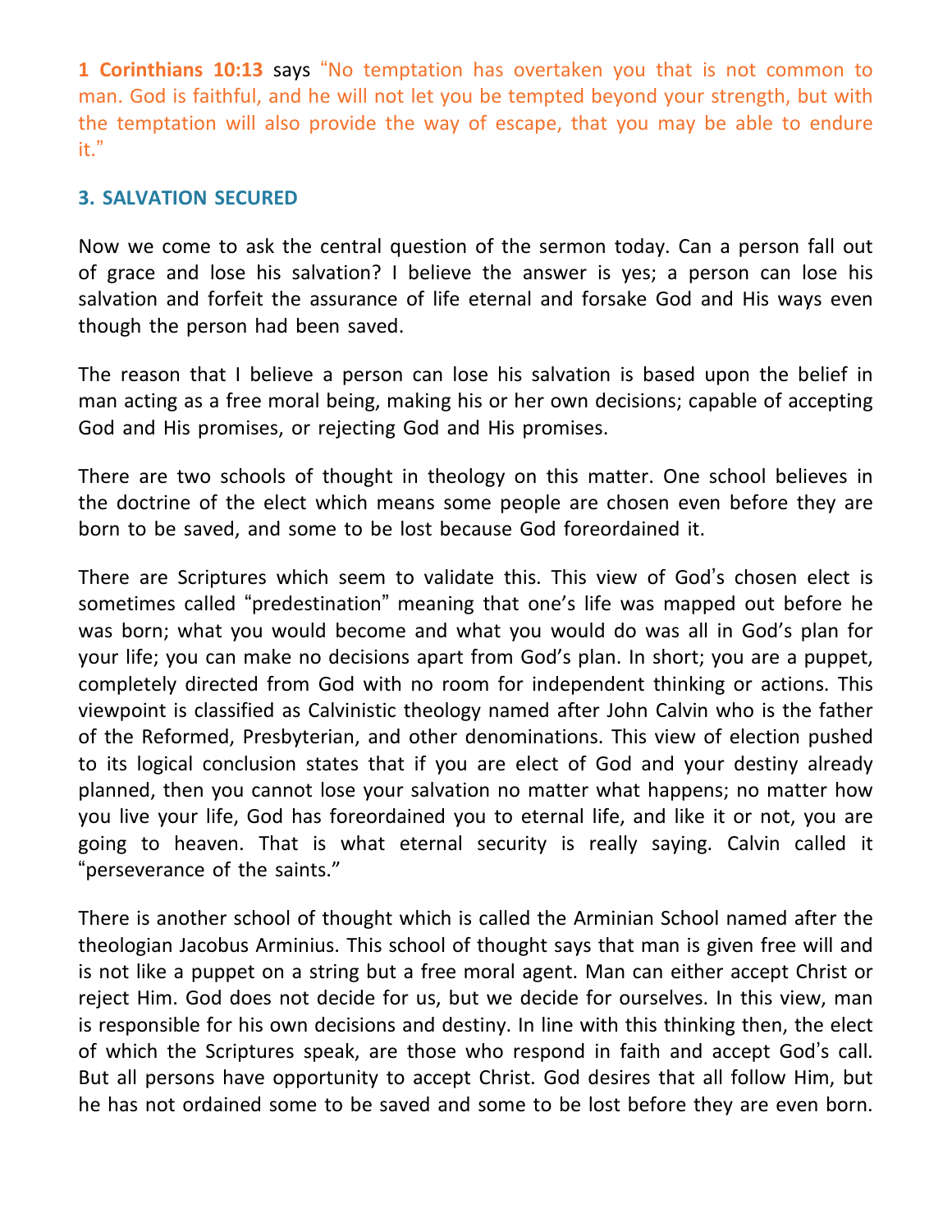**1 Corinthians 10:13** says "No temptation has overtaken you that is not common to man. God is faithful, and he will not let you be tempted beyond your strength, but with the temptation will also provide the way of escape, that you may be able to endure it."

### 3. SALVATION SECURED

Now we come to ask the central question of the sermon today. Can a person fall out of grace and lose his salvation? I believe the answer is yes; a person can lose his salvation and forfeit the assurance of life eternal and forsake God and His ways even though the person had been saved.

The reason that I believe a person can lose his salvation is based upon the belief in man acting as a free moral being, making his or her own decisions; capable of accepting God and His promises, or rejecting God and His promises.

There are two schools of thought in theology on this matter. One school believes in the doctrine of the elect which means some people are chosen even before they are born to be saved, and some to be lost because God foreordained it.

There are Scriptures which seem to validate this. This view of God's chosen elect is sometimes called "predestination" meaning that one's life was mapped out before he was born; what you would become and what you would do was all in God's plan for your life; you can make no decisions apart from God's plan. In short; you are a puppet, completely directed from God with no room for independent thinking or actions. This viewpoint is classified as Calvinistic theology named after John Calvin who is the father of the Reformed, Presbyterian, and other denominations. This view of election pushed to its logical conclusion states that if you are elect of God and your destiny already planned, then you cannot lose your salvation no matter what happens; no matter how you live your life, God has foreordained you to eternal life, and like it or not, you are going to heaven. That is what eternal security is really saying. Calvin called it "perseverance of the saints."

There is another school of thought which is called the Arminian School named after the theologian Jacobus Arminius. This school of thought says that man is given free will and is not like a puppet on a string but a free moral agent. Man can either accept Christ or reject Him. God does not decide for us, but we decide for ourselves. In this view, man is responsible for his own decisions and destiny. In line with this thinking then, the elect of which the Scriptures speak, are those who respond in faith and accept God's call. But all persons have opportunity to accept Christ. God desires that all follow Him, but he has not ordained some to be saved and some to be lost before they are even born.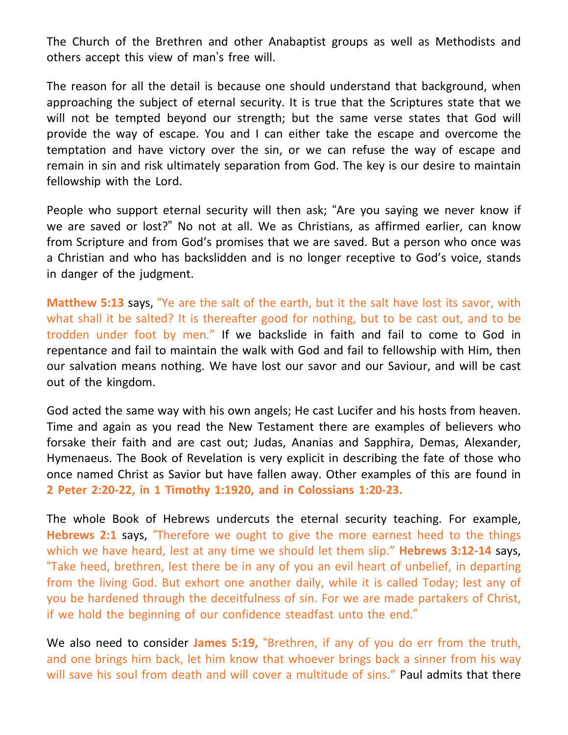The Church of the Brethren and other Anabaptist groups as well as Methodists and others accept this view of man's free will.

The reason for all the detail is because one should understand that background, when approaching the subject of eternal security. It is true that the Scriptures state that we will not be tempted beyond our strength; but the same verse states that God will provide the way of escape. You and I can either take the escape and overcome the temptation and have victory over the sin, or we can refuse the way of escape and remain in sin and risk ultimately separation from God. The key is our desire to maintain fellowship with the Lord.

People who support eternal security will then ask; "Are you saying we never know if we are saved or lost?" No not at all. We as Christians, as affirmed earlier, can know from Scripture and from God's promises that we are saved. But a person who once was a Christian and who has backslidden and is no longer receptive to God's voice, stands in danger of the judgment.

**Matthew 5:13** says, "Ye are the salt of the earth, but it the salt have lost its savor, with what shall it be salted? It is thereafter good for nothing, but to be cast out, and to be trodden under foot by men." If we backslide in faith and fail to come to God in repentance and fail to maintain the walk with God and fail to fellowship with Him, then our salvation means nothing. We have lost our savor and our Saviour, and will be cast out of the kingdom.

God acted the same way with his own angels; He cast Lucifer and his hosts from heaven. Time and again as you read the New Testament there are examples of believers who forsake their faith and are cast out; Judas, Ananias and Sapphira, Demas, Alexander, Hymenaeus. The Book of Revelation is very explicit in describing the fate of those who once named Christ as Savior but have fallen away. Other examples of this are found in **2 Peter 2:20-22, in 1 Timothy 1:1920, and in Colossians 1:20-23.**

The whole Book of Hebrews undercuts the eternal security teaching. For example, **Hebrews 2:1** says, "Therefore we ought to give the more earnest heed to the things which we have heard, lest at any time we should let them slip." **Hebrews 3:12-14** says, "Take heed, brethren, lest there be in any of you an evil heart of unbelief, in departing from the living God. But exhort one another daily, while it is called Today; lest any of you be hardened through the deceitfulness of sin. For we are made partakers of Christ, if we hold the beginning of our confidence steadfast unto the end."

We also need to consider **James 5:19,** "Brethren, if any of you do err from the truth, and one brings him back, let him know that whoever brings back a sinner from his way will save his soul from death and will cover a multitude of sins." Paul admits that there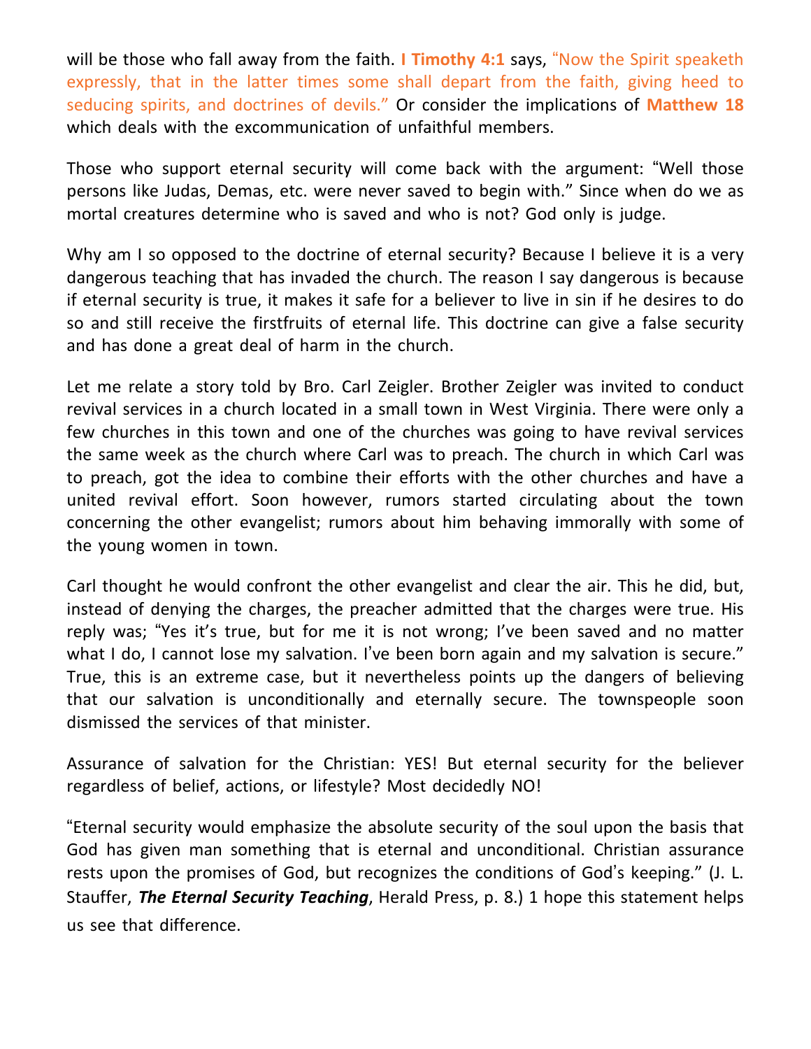will be those who fall away from the faith. **I Timothy 4:1** says, "Now the Spirit speaketh expressly, that in the latter times some shall depart from the faith, giving heed to seducing spirits, and doctrines of devils." Or consider the implications of **Matthew 18** which deals with the excommunication of unfaithful members.

Those who support eternal security will come back with the argument: "Well those persons like Judas, Demas, etc. were never saved to begin with." Since when do we as mortal creatures determine who is saved and who is not? God only is judge.

Why am I so opposed to the doctrine of eternal security? Because I believe it is a very dangerous teaching that has invaded the church. The reason I say dangerous is because if eternal security is true, it makes it safe for a believer to live in sin if he desires to do so and still receive the firstfruits of eternal life. This doctrine can give a false security and has done a great deal of harm in the church.

Let me relate a story told by Bro. Carl Zeigler. Brother Zeigler was invited to conduct revival services in a church located in a small town in West Virginia. There were only a few churches in this town and one of the churches was going to have revival services the same week as the church where Carl was to preach. The church in which Carl was to preach, got the idea to combine their efforts with the other churches and have a united revival effort. Soon however, rumors started circulating about the town concerning the other evangelist; rumors about him behaving immorally with some of the young women in town.

Carl thought he would confront the other evangelist and clear the air. This he did, but, instead of denying the charges, the preacher admitted that the charges were true. His reply was; "Yes it's true, but for me it is not wrong; I've been saved and no matter what I do, I cannot lose my salvation. I've been born again and my salvation is secure." True, this is an extreme case, but it nevertheless points up the dangers of believing that our salvation is unconditionally and eternally secure. The townspeople soon dismissed the services of that minister.

Assurance of salvation for the Christian: YES! But eternal security for the believer regardless of belief, actions, or lifestyle? Most decidedly NO!

"Eternal security would emphasize the absolute security of the soul upon the basis that God has given man something that is eternal and unconditional. Christian assurance rests upon the promises of God, but recognizes the conditions of God's keeping." (J. L. Stauffer, ***The Eternal Security Teaching***, Herald Press, p. 8.) 1 hope this statement helps us see that difference.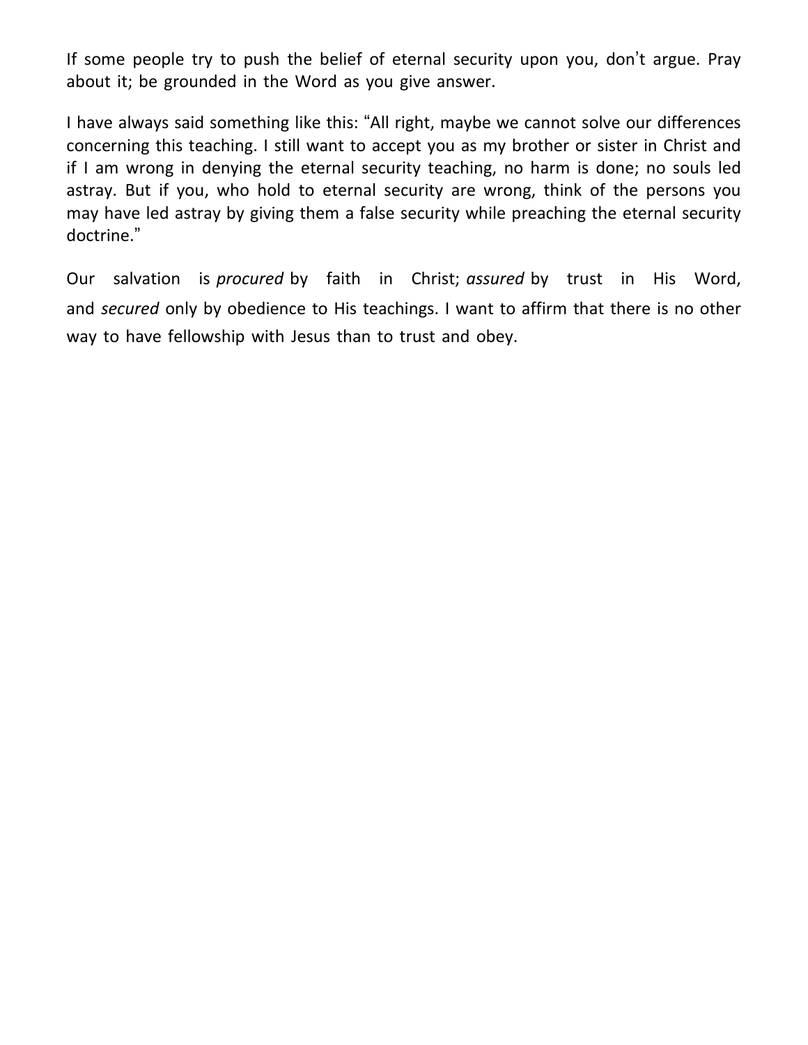If some people try to push the belief of eternal security upon you, don’t argue. Pray about it; be grounded in the Word as you give answer.

I have always said something like this: “All right, maybe we cannot solve our differences concerning this teaching. I still want to accept you as my brother or sister in Christ and if I am wrong in denying the eternal security teaching, no harm is done; no souls led astray. But if you, who hold to eternal security are wrong, think of the persons you may have led astray by giving them a false security while preaching the eternal security doctrine.”

Our salvation is *procured* by faith in Christ; *assured* by trust in His Word, and *secured* only by obedience to His teachings. I want to affirm that there is no other way to have fellowship with Jesus than to trust and obey.